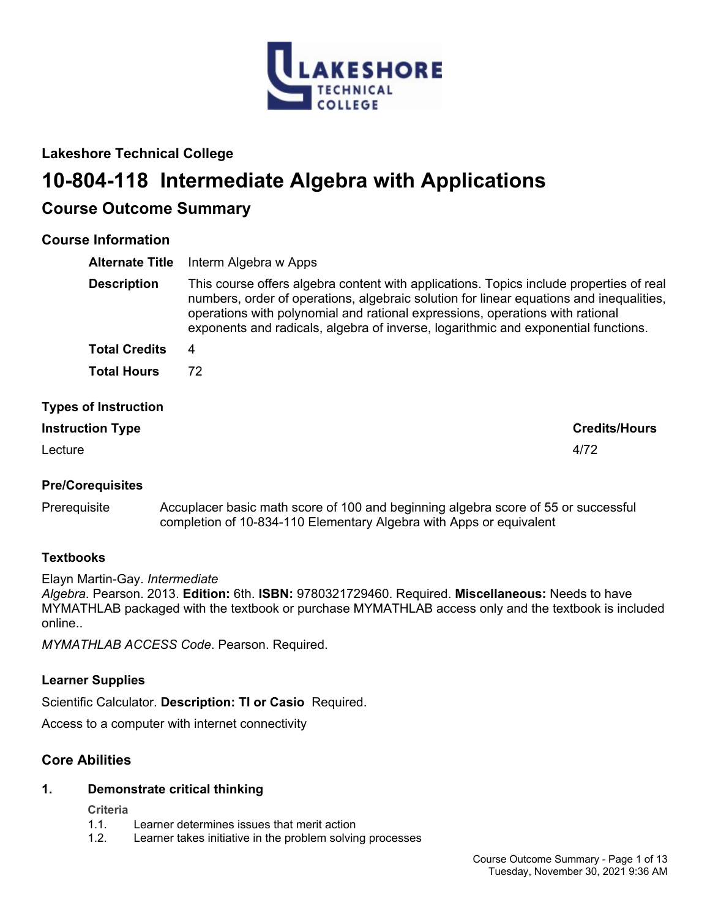## Lakeshore Technical College

# 10-804-118 Intermediate Algebra with Applications

## Course Outcome Summary

### Course Information

**Alternate Title** Interm Algebra w Apps

**Description** This course offers algebra content with applications. Topics include properties of real numbers, order of operations, algebraic solution for linear equations and inequalities, operations with polynomial and rational expressions, operations with rational exponents and radicals, algebra of inverse, logarithmic and exponential functions.

**Total Credits** 4

**Total Hours** 72

### Types of Instruction

| Instruction Type | Credits/Hours |
|---|---|
| Lecture | 4/72 |

### Pre/Corequisites

Prerequisite: Accuplacer basic math score of 100 and beginning algebra score of 55 or successful completion of 10-834-110 Elementary Algebra with Apps or equivalent

### Textbooks

Elayn Martin-Gay. *Intermediate Algebra*. Pearson. 2013. **Edition:** 6th. **ISBN:** 9780321729460. Required. **Miscellaneous:** Needs to have MYMATHLAB packaged with the textbook or purchase MYMATHLAB access only and the textbook is included online..

*MYMATHLAB ACCESS Code*. Pearson. Required.

### Learner Supplies

Scientific Calculator. **Description: TI or Casio** Required.

Access to a computer with internet connectivity

## Core Abilities

### 1. Demonstrate critical thinking

**Criteria**

1.1. Learner determines issues that merit action
1.2. Learner takes initiative in the problem solving processes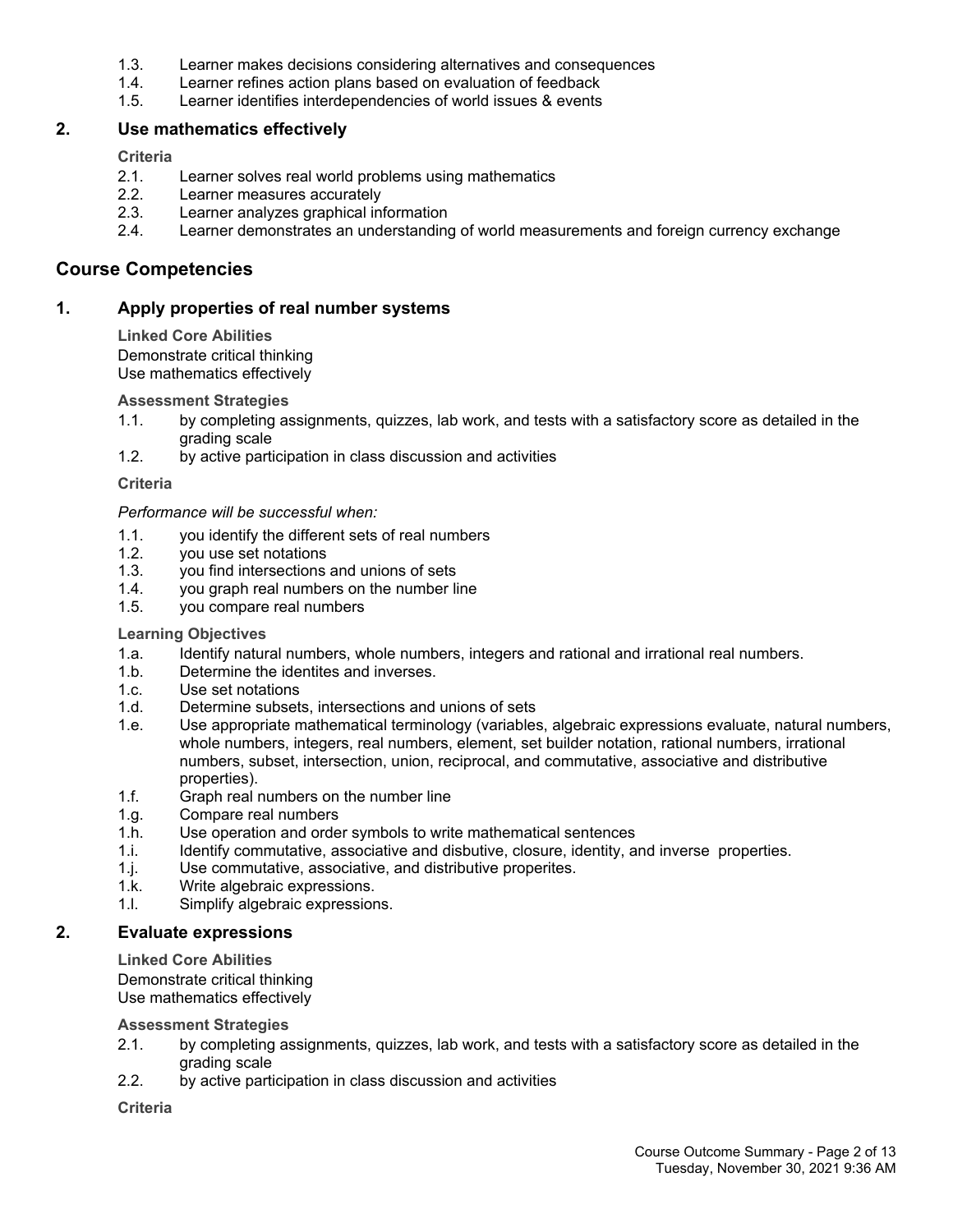1.3. Learner makes decisions considering alternatives and consequences
1.4. Learner refines action plans based on evaluation of feedback
1.5. Learner identifies interdependencies of world issues & events

### 2. Use mathematics effectively

**Criteria**

2.1. Learner solves real world problems using mathematics
2.2. Learner measures accurately
2.3. Learner analyzes graphical information
2.4. Learner demonstrates an understanding of world measurements and foreign currency exchange

## Course Competencies

### 1. Apply properties of real number systems

**Linked Core Abilities**

Demonstrate critical thinking
Use mathematics effectively

**Assessment Strategies**

1.1. by completing assignments, quizzes, lab work, and tests with a satisfactory score as detailed in the grading scale
1.2. by active participation in class discussion and activities

**Criteria**

*Performance will be successful when:*

1.1. you identify the different sets of real numbers
1.2. you use set notations
1.3. you find intersections and unions of sets
1.4. you graph real numbers on the number line
1.5. you compare real numbers

**Learning Objectives**

1.a. Identify natural numbers, whole numbers, integers and rational and irrational real numbers.
1.b. Determine the identites and inverses.
1.c. Use set notations
1.d. Determine subsets, intersections and unions of sets
1.e. Use appropriate mathematical terminology (variables, algebraic expressions evaluate, natural numbers, whole numbers, integers, real numbers, element, set builder notation, rational numbers, irrational numbers, subset, intersection, union, reciprocal, and commutative, associative and distributive properties).
1.f. Graph real numbers on the number line
1.g. Compare real numbers
1.h. Use operation and order symbols to write mathematical sentences
1.i. Identify commutative, associative and disbutive, closure, identity, and inverse properties.
1.j. Use commutative, associative, and distributive properites.
1.k. Write algebraic expressions.
1.l. Simplify algebraic expressions.

### 2. Evaluate expressions

**Linked Core Abilities**

Demonstrate critical thinking
Use mathematics effectively

**Assessment Strategies**

2.1. by completing assignments, quizzes, lab work, and tests with a satisfactory score as detailed in the grading scale
2.2. by active participation in class discussion and activities

**Criteria**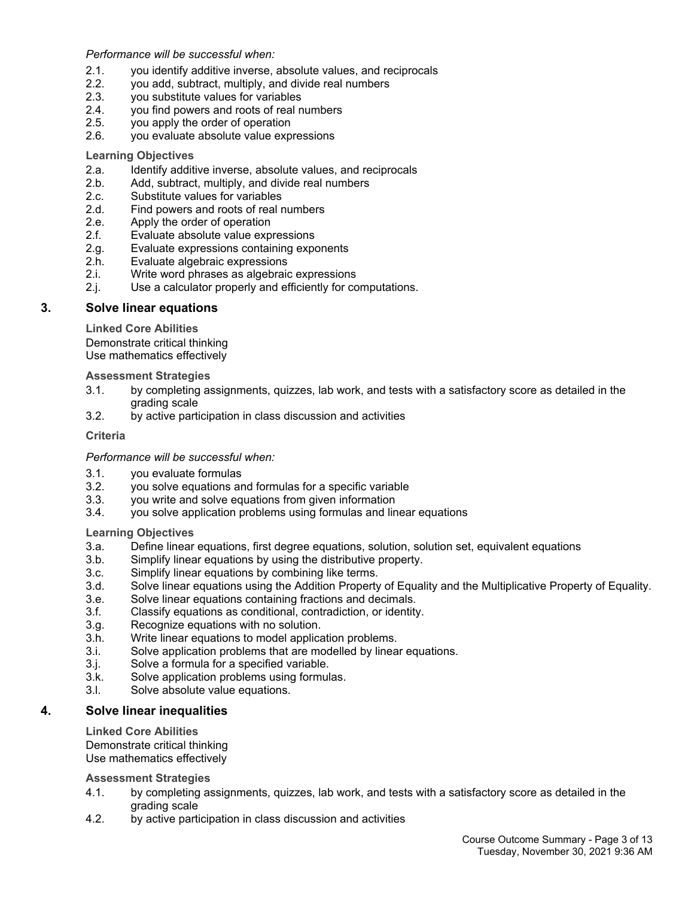*Performance will be successful when:*

2.1. you identify additive inverse, absolute values, and reciprocals
2.2. you add, subtract, multiply, and divide real numbers
2.3. you substitute values for variables
2.4. you find powers and roots of real numbers
2.5. you apply the order of operation
2.6. you evaluate absolute value expressions

**Learning Objectives**

2.a. Identify additive inverse, absolute values, and reciprocals
2.b. Add, subtract, multiply, and divide real numbers
2.c. Substitute values for variables
2.d. Find powers and roots of real numbers
2.e. Apply the order of operation
2.f. Evaluate absolute value expressions
2.g. Evaluate expressions containing exponents
2.h. Evaluate algebraic expressions
2.i. Write word phrases as algebraic expressions
2.j. Use a calculator properly and efficiently for computations.

## 3. Solve linear equations

**Linked Core Abilities**

Demonstrate critical thinking
Use mathematics effectively

**Assessment Strategies**

3.1. by completing assignments, quizzes, lab work, and tests with a satisfactory score as detailed in the grading scale
3.2. by active participation in class discussion and activities

**Criteria**

*Performance will be successful when:*

3.1. you evaluate formulas
3.2. you solve equations and formulas for a specific variable
3.3. you write and solve equations from given information
3.4. you solve application problems using formulas and linear equations

**Learning Objectives**

3.a. Define linear equations, first degree equations, solution, solution set, equivalent equations
3.b. Simplify linear equations by using the distributive property.
3.c. Simplify linear equations by combining like terms.
3.d. Solve linear equations using the Addition Property of Equality and the Multiplicative Property of Equality.
3.e. Solve linear equations containing fractions and decimals.
3.f. Classify equations as conditional, contradiction, or identity.
3.g. Recognize equations with no solution.
3.h. Write linear equations to model application problems.
3.i. Solve application problems that are modelled by linear equations.
3.j. Solve a formula for a specified variable.
3.k. Solve application problems using formulas.
3.l. Solve absolute value equations.

## 4. Solve linear inequalities

**Linked Core Abilities**

Demonstrate critical thinking
Use mathematics effectively

**Assessment Strategies**

4.1. by completing assignments, quizzes, lab work, and tests with a satisfactory score as detailed in the grading scale
4.2. by active participation in class discussion and activities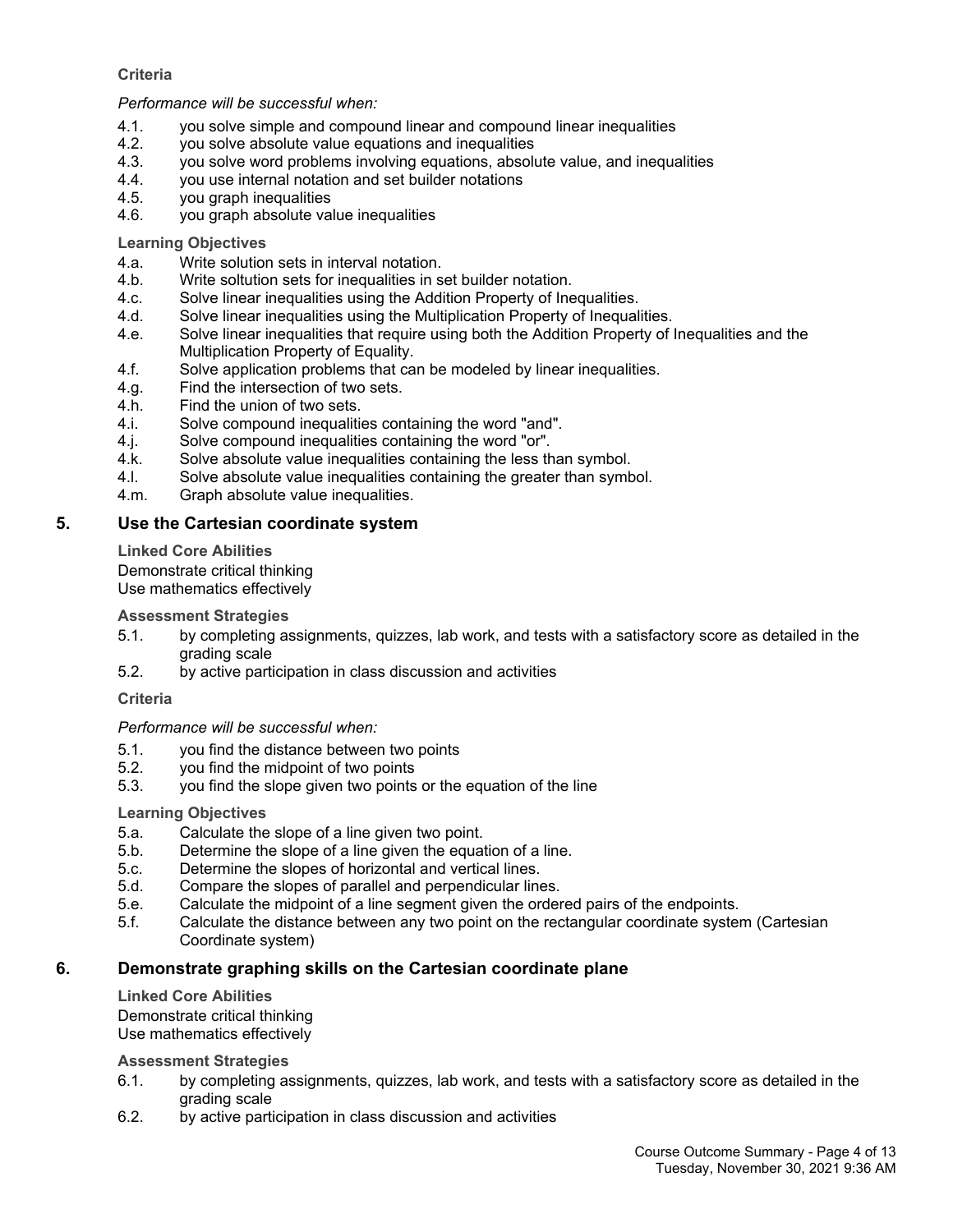**Criteria**

*Performance will be successful when:*

4.1. you solve simple and compound linear and compound linear inequalities
4.2. you solve absolute value equations and inequalities
4.3. you solve word problems involving equations, absolute value, and inequalities
4.4. you use internal notation and set builder notations
4.5. you graph inequalities
4.6. you graph absolute value inequalities

**Learning Objectives**

4.a. Write solution sets in interval notation.
4.b. Write soltution sets for inequalities in set builder notation.
4.c. Solve linear inequalities using the Addition Property of Inequalities.
4.d. Solve linear inequalities using the Multiplication Property of Inequalities.
4.e. Solve linear inequalities that require using both the Addition Property of Inequalities and the Multiplication Property of Equality.
4.f. Solve application problems that can be modeled by linear inequalities.
4.g. Find the intersection of two sets.
4.h. Find the union of two sets.
4.i. Solve compound inequalities containing the word "and".
4.j. Solve compound inequalities containing the word "or".
4.k. Solve absolute value inequalities containing the less than symbol.
4.l. Solve absolute value inequalities containing the greater than symbol.
4.m. Graph absolute value inequalities.

## 5. Use the Cartesian coordinate system

**Linked Core Abilities**

Demonstrate critical thinking
Use mathematics effectively

**Assessment Strategies**

5.1. by completing assignments, quizzes, lab work, and tests with a satisfactory score as detailed in the grading scale
5.2. by active participation in class discussion and activities

**Criteria**

*Performance will be successful when:*

5.1. you find the distance between two points
5.2. you find the midpoint of two points
5.3. you find the slope given two points or the equation of the line

**Learning Objectives**

5.a. Calculate the slope of a line given two point.
5.b. Determine the slope of a line given the equation of a line.
5.c. Determine the slopes of horizontal and vertical lines.
5.d. Compare the slopes of parallel and perpendicular lines.
5.e. Calculate the midpoint of a line segment given the ordered pairs of the endpoints.
5.f. Calculate the distance between any two point on the rectangular coordinate system (Cartesian Coordinate system)

## 6. Demonstrate graphing skills on the Cartesian coordinate plane

**Linked Core Abilities**

Demonstrate critical thinking
Use mathematics effectively

**Assessment Strategies**

6.1. by completing assignments, quizzes, lab work, and tests with a satisfactory score as detailed in the grading scale
6.2. by active participation in class discussion and activities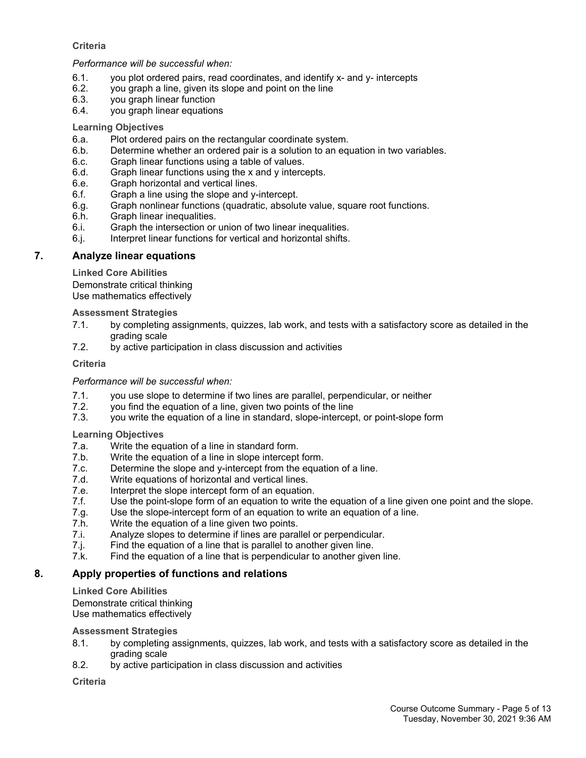**Criteria**

*Performance will be successful when:*

6.1. you plot ordered pairs, read coordinates, and identify x- and y- intercepts
6.2. you graph a line, given its slope and point on the line
6.3. you graph linear function
6.4. you graph linear equations

**Learning Objectives**

6.a. Plot ordered pairs on the rectangular coordinate system.
6.b. Determine whether an ordered pair is a solution to an equation in two variables.
6.c. Graph linear functions using a table of values.
6.d. Graph linear functions using the x and y intercepts.
6.e. Graph horizontal and vertical lines.
6.f. Graph a line using the slope and y-intercept.
6.g. Graph nonlinear functions (quadratic, absolute value, square root functions.
6.h. Graph linear inequalities.
6.i. Graph the intersection or union of two linear inequalities.
6.j. Interpret linear functions for vertical and horizontal shifts.

## 7. Analyze linear equations

**Linked Core Abilities**

Demonstrate critical thinking
Use mathematics effectively

**Assessment Strategies**

7.1. by completing assignments, quizzes, lab work, and tests with a satisfactory score as detailed in the grading scale
7.2. by active participation in class discussion and activities

**Criteria**

*Performance will be successful when:*

7.1. you use slope to determine if two lines are parallel, perpendicular, or neither
7.2. you find the equation of a line, given two points of the line
7.3. you write the equation of a line in standard, slope-intercept, or point-slope form

**Learning Objectives**

7.a. Write the equation of a line in standard form.
7.b. Write the equation of a line in slope intercept form.
7.c. Determine the slope and y-intercept from the equation of a line.
7.d. Write equations of horizontal and vertical lines.
7.e. Interpret the slope intercept form of an equation.
7.f. Use the point-slope form of an equation to write the equation of a line given one point and the slope.
7.g. Use the slope-intercept form of an equation to write an equation of a line.
7.h. Write the equation of a line given two points.
7.i. Analyze slopes to determine if lines are parallel or perpendicular.
7.j. Find the equation of a line that is parallel to another given line.
7.k. Find the equation of a line that is perpendicular to another given line.

## 8. Apply properties of functions and relations

**Linked Core Abilities**

Demonstrate critical thinking
Use mathematics effectively

**Assessment Strategies**

8.1. by completing assignments, quizzes, lab work, and tests with a satisfactory score as detailed in the grading scale
8.2. by active participation in class discussion and activities

**Criteria**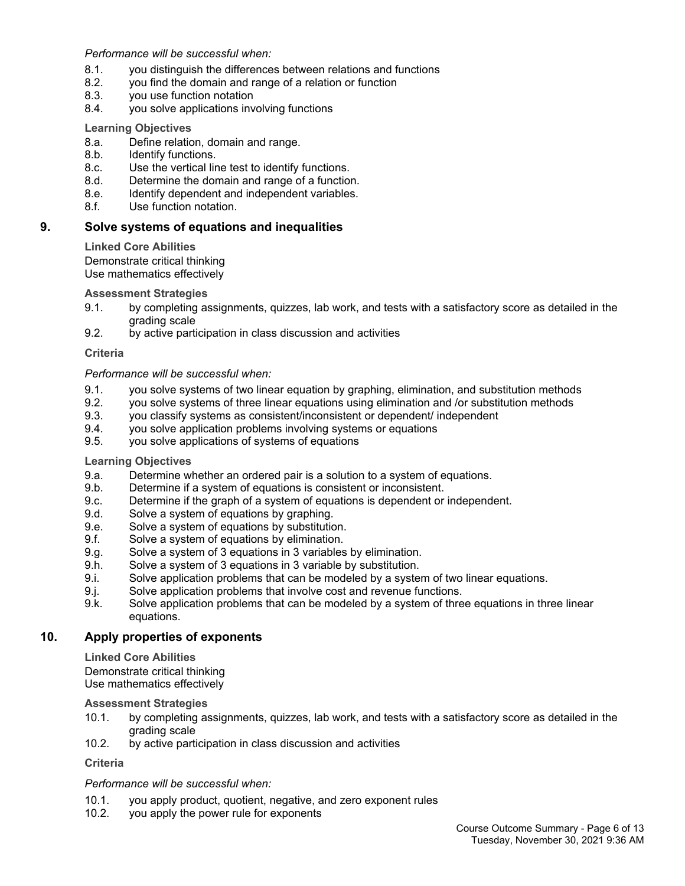*Performance will be successful when:*

8.1. you distinguish the differences between relations and functions
8.2. you find the domain and range of a relation or function
8.3. you use function notation
8.4. you solve applications involving functions

**Learning Objectives**

8.a. Define relation, domain and range.
8.b. Identify functions.
8.c. Use the vertical line test to identify functions.
8.d. Determine the domain and range of a function.
8.e. Identify dependent and independent variables.
8.f. Use function notation.

## 9. Solve systems of equations and inequalities

**Linked Core Abilities**

Demonstrate critical thinking
Use mathematics effectively

**Assessment Strategies**

9.1. by completing assignments, quizzes, lab work, and tests with a satisfactory score as detailed in the grading scale
9.2. by active participation in class discussion and activities

**Criteria**

*Performance will be successful when:*

9.1. you solve systems of two linear equation by graphing, elimination, and substitution methods
9.2. you solve systems of three linear equations using elimination and /or substitution methods
9.3. you classify systems as consistent/inconsistent or dependent/ independent
9.4. you solve application problems involving systems or equations
9.5. you solve applications of systems of equations

**Learning Objectives**

9.a. Determine whether an ordered pair is a solution to a system of equations.
9.b. Determine if a system of equations is consistent or inconsistent.
9.c. Determine if the graph of a system of equations is dependent or independent.
9.d. Solve a system of equations by graphing.
9.e. Solve a system of equations by substitution.
9.f. Solve a system of equations by elimination.
9.g. Solve a system of 3 equations in 3 variables by elimination.
9.h. Solve a system of 3 equations in 3 variable by substitution.
9.i. Solve application problems that can be modeled by a system of two linear equations.
9.j. Solve application problems that involve cost and revenue functions.
9.k. Solve application problems that can be modeled by a system of three equations in three linear equations.

## 10. Apply properties of exponents

**Linked Core Abilities**

Demonstrate critical thinking
Use mathematics effectively

**Assessment Strategies**

10.1. by completing assignments, quizzes, lab work, and tests with a satisfactory score as detailed in the grading scale
10.2. by active participation in class discussion and activities

**Criteria**

*Performance will be successful when:*

10.1. you apply product, quotient, negative, and zero exponent rules
10.2. you apply the power rule for exponents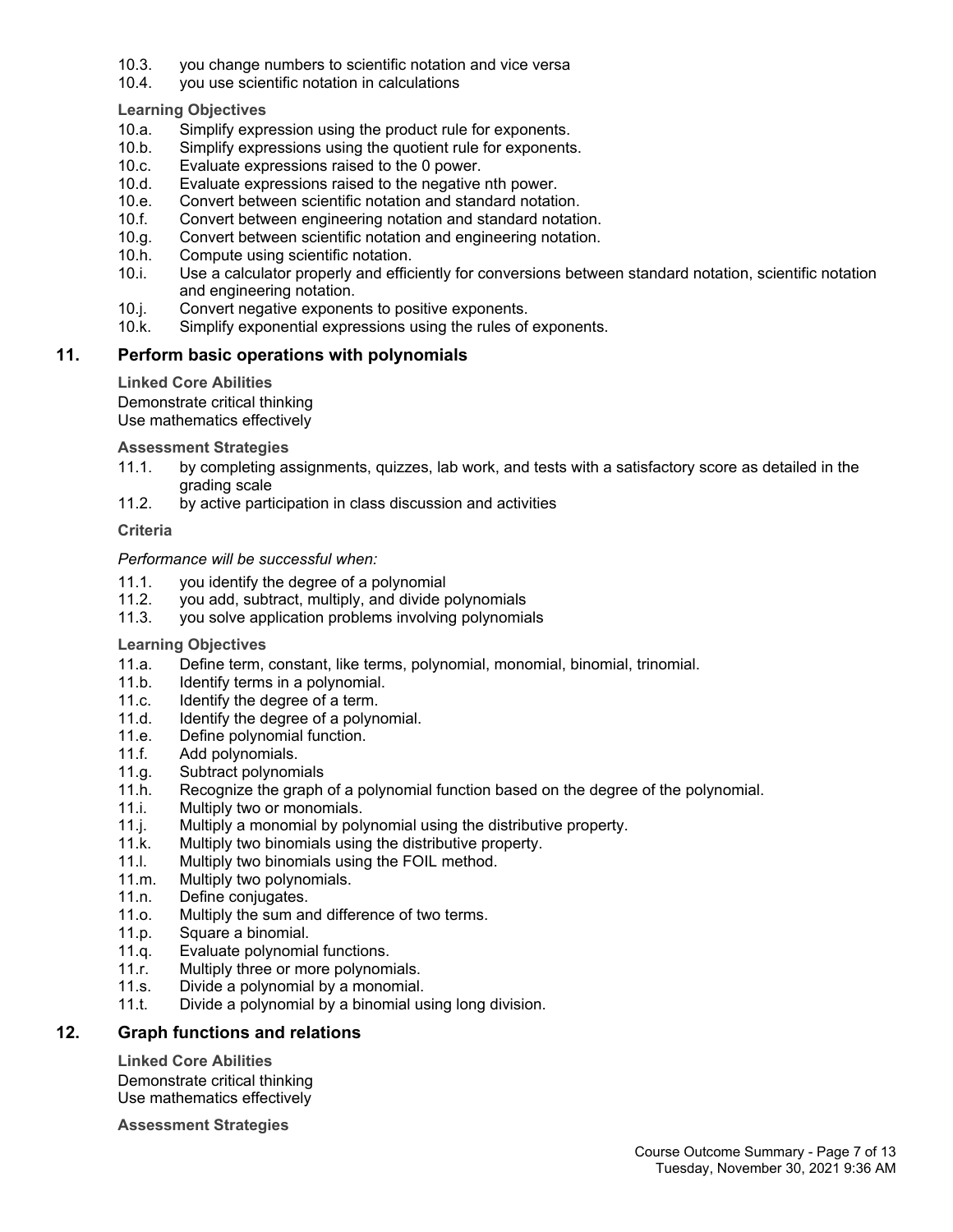10.3. you change numbers to scientific notation and vice versa
10.4. you use scientific notation in calculations

**Learning Objectives**

10.a. Simplify expression using the product rule for exponents.
10.b. Simplify expressions using the quotient rule for exponents.
10.c. Evaluate expressions raised to the 0 power.
10.d. Evaluate expressions raised to the negative nth power.
10.e. Convert between scientific notation and standard notation.
10.f. Convert between engineering notation and standard notation.
10.g. Convert between scientific notation and engineering notation.
10.h. Compute using scientific notation.
10.i. Use a calculator properly and efficiently for conversions between standard notation, scientific notation and engineering notation.
10.j. Convert negative exponents to positive exponents.
10.k. Simplify exponential expressions using the rules of exponents.

## 11. Perform basic operations with polynomials

**Linked Core Abilities**

Demonstrate critical thinking
Use mathematics effectively

**Assessment Strategies**

11.1. by completing assignments, quizzes, lab work, and tests with a satisfactory score as detailed in the grading scale
11.2. by active participation in class discussion and activities

**Criteria**

*Performance will be successful when:*

11.1. you identify the degree of a polynomial
11.2. you add, subtract, multiply, and divide polynomials
11.3. you solve application problems involving polynomials

**Learning Objectives**

11.a. Define term, constant, like terms, polynomial, monomial, binomial, trinomial.
11.b. Identify terms in a polynomial.
11.c. Identify the degree of a term.
11.d. Identify the degree of a polynomial.
11.e. Define polynomial function.
11.f. Add polynomials.
11.g. Subtract polynomials
11.h. Recognize the graph of a polynomial function based on the degree of the polynomial.
11.i. Multiply two or monomials.
11.j. Multiply a monomial by polynomial using the distributive property.
11.k. Multiply two binomials using the distributive property.
11.l. Multiply two binomials using the FOIL method.
11.m. Multiply two polynomials.
11.n. Define conjugates.
11.o. Multiply the sum and difference of two terms.
11.p. Square a binomial.
11.q. Evaluate polynomial functions.
11.r. Multiply three or more polynomials.
11.s. Divide a polynomial by a monomial.
11.t. Divide a polynomial by a binomial using long division.

## 12. Graph functions and relations

**Linked Core Abilities**

Demonstrate critical thinking
Use mathematics effectively

**Assessment Strategies**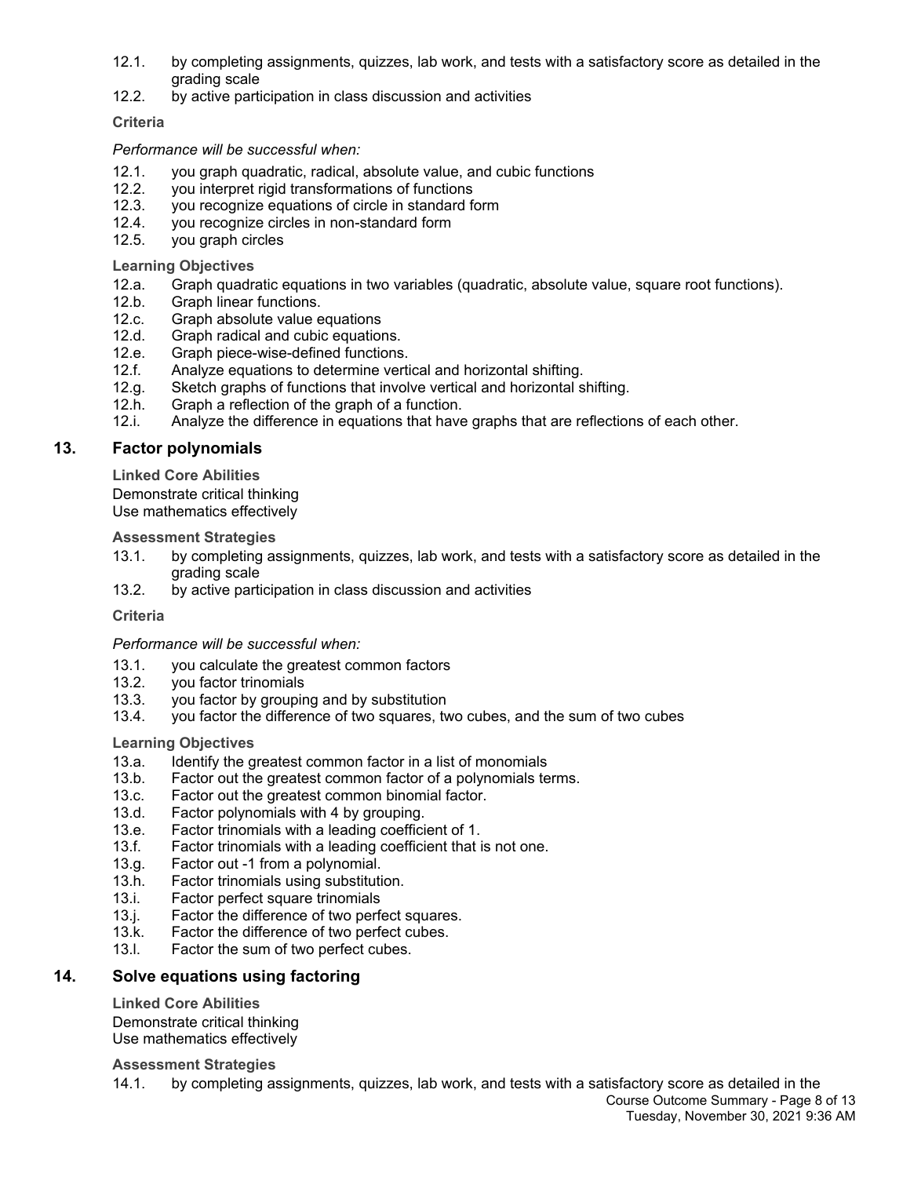12.1. by completing assignments, quizzes, lab work, and tests with a satisfactory score as detailed in the grading scale
12.2. by active participation in class discussion and activities

**Criteria**

*Performance will be successful when:*

12.1. you graph quadratic, radical, absolute value, and cubic functions
12.2. you interpret rigid transformations of functions
12.3. you recognize equations of circle in standard form
12.4. you recognize circles in non-standard form
12.5. you graph circles

**Learning Objectives**

12.a. Graph quadratic equations in two variables (quadratic, absolute value, square root functions).
12.b. Graph linear functions.
12.c. Graph absolute value equations
12.d. Graph radical and cubic equations.
12.e. Graph piece-wise-defined functions.
12.f. Analyze equations to determine vertical and horizontal shifting.
12.g. Sketch graphs of functions that involve vertical and horizontal shifting.
12.h. Graph a reflection of the graph of a function.
12.i. Analyze the difference in equations that have graphs that are reflections of each other.

## 13. Factor polynomials

**Linked Core Abilities**

Demonstrate critical thinking
Use mathematics effectively

**Assessment Strategies**

13.1. by completing assignments, quizzes, lab work, and tests with a satisfactory score as detailed in the grading scale
13.2. by active participation in class discussion and activities

**Criteria**

*Performance will be successful when:*

13.1. you calculate the greatest common factors
13.2. you factor trinomials
13.3. you factor by grouping and by substitution
13.4. you factor the difference of two squares, two cubes, and the sum of two cubes

**Learning Objectives**

13.a. Identify the greatest common factor in a list of monomials
13.b. Factor out the greatest common factor of a polynomials terms.
13.c. Factor out the greatest common binomial factor.
13.d. Factor polynomials with 4 by grouping.
13.e. Factor trinomials with a leading coefficient of 1.
13.f. Factor trinomials with a leading coefficient that is not one.
13.g. Factor out -1 from a polynomial.
13.h. Factor trinomials using substitution.
13.i. Factor perfect square trinomials
13.j. Factor the difference of two perfect squares.
13.k. Factor the difference of two perfect cubes.
13.l. Factor the sum of two perfect cubes.

## 14. Solve equations using factoring

**Linked Core Abilities**

Demonstrate critical thinking
Use mathematics effectively

**Assessment Strategies**

14.1. by completing assignments, quizzes, lab work, and tests with a satisfactory score as detailed in the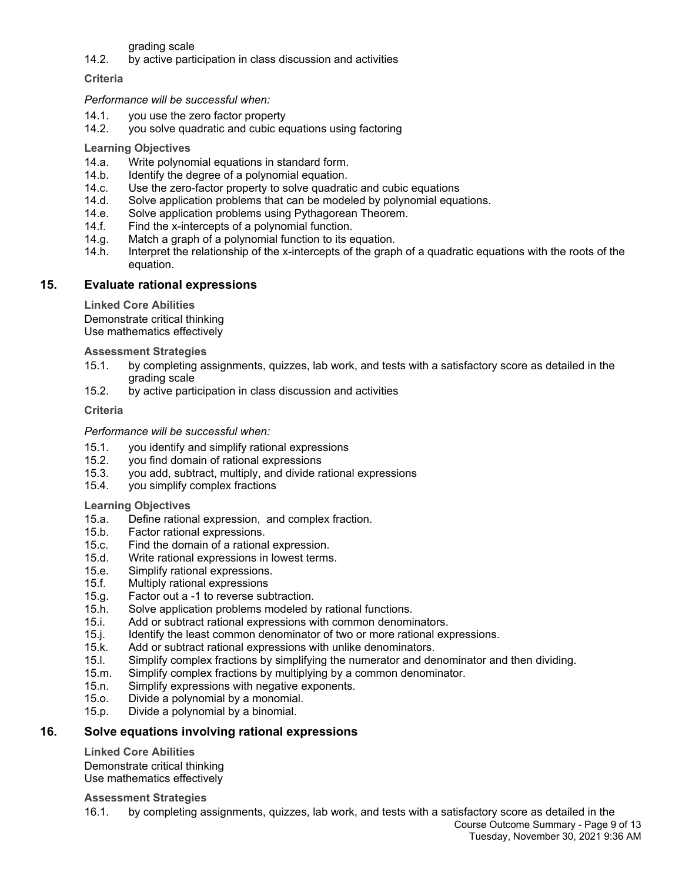grading scale

14.2. by active participation in class discussion and activities

**Criteria**

*Performance will be successful when:*

14.1. you use the zero factor property
14.2. you solve quadratic and cubic equations using factoring

**Learning Objectives**

14.a. Write polynomial equations in standard form.
14.b. Identify the degree of a polynomial equation.
14.c. Use the zero-factor property to solve quadratic and cubic equations
14.d. Solve application problems that can be modeled by polynomial equations.
14.e. Solve application problems using Pythagorean Theorem.
14.f. Find the x-intercepts of a polynomial function.
14.g. Match a graph of a polynomial function to its equation.
14.h. Interpret the relationship of the x-intercepts of the graph of a quadratic equations with the roots of the equation.

## 15. Evaluate rational expressions

**Linked Core Abilities**

Demonstrate critical thinking
Use mathematics effectively

**Assessment Strategies**

15.1. by completing assignments, quizzes, lab work, and tests with a satisfactory score as detailed in the grading scale
15.2. by active participation in class discussion and activities

**Criteria**

*Performance will be successful when:*

15.1. you identify and simplify rational expressions
15.2. you find domain of rational expressions
15.3. you add, subtract, multiply, and divide rational expressions
15.4. you simplify complex fractions

**Learning Objectives**

15.a. Define rational expression, and complex fraction.
15.b. Factor rational expressions.
15.c. Find the domain of a rational expression.
15.d. Write rational expressions in lowest terms.
15.e. Simplify rational expressions.
15.f. Multiply rational expressions
15.g. Factor out a -1 to reverse subtraction.
15.h. Solve application problems modeled by rational functions.
15.i. Add or subtract rational expressions with common denominators.
15.j. Identify the least common denominator of two or more rational expressions.
15.k. Add or subtract rational expressions with unlike denominators.
15.l. Simplify complex fractions by simplifying the numerator and denominator and then dividing.
15.m. Simplify complex fractions by multiplying by a common denominator.
15.n. Simplify expressions with negative exponents.
15.o. Divide a polynomial by a monomial.
15.p. Divide a polynomial by a binomial.

## 16. Solve equations involving rational expressions

**Linked Core Abilities**

Demonstrate critical thinking
Use mathematics effectively

**Assessment Strategies**

16.1. by completing assignments, quizzes, lab work, and tests with a satisfactory score as detailed in the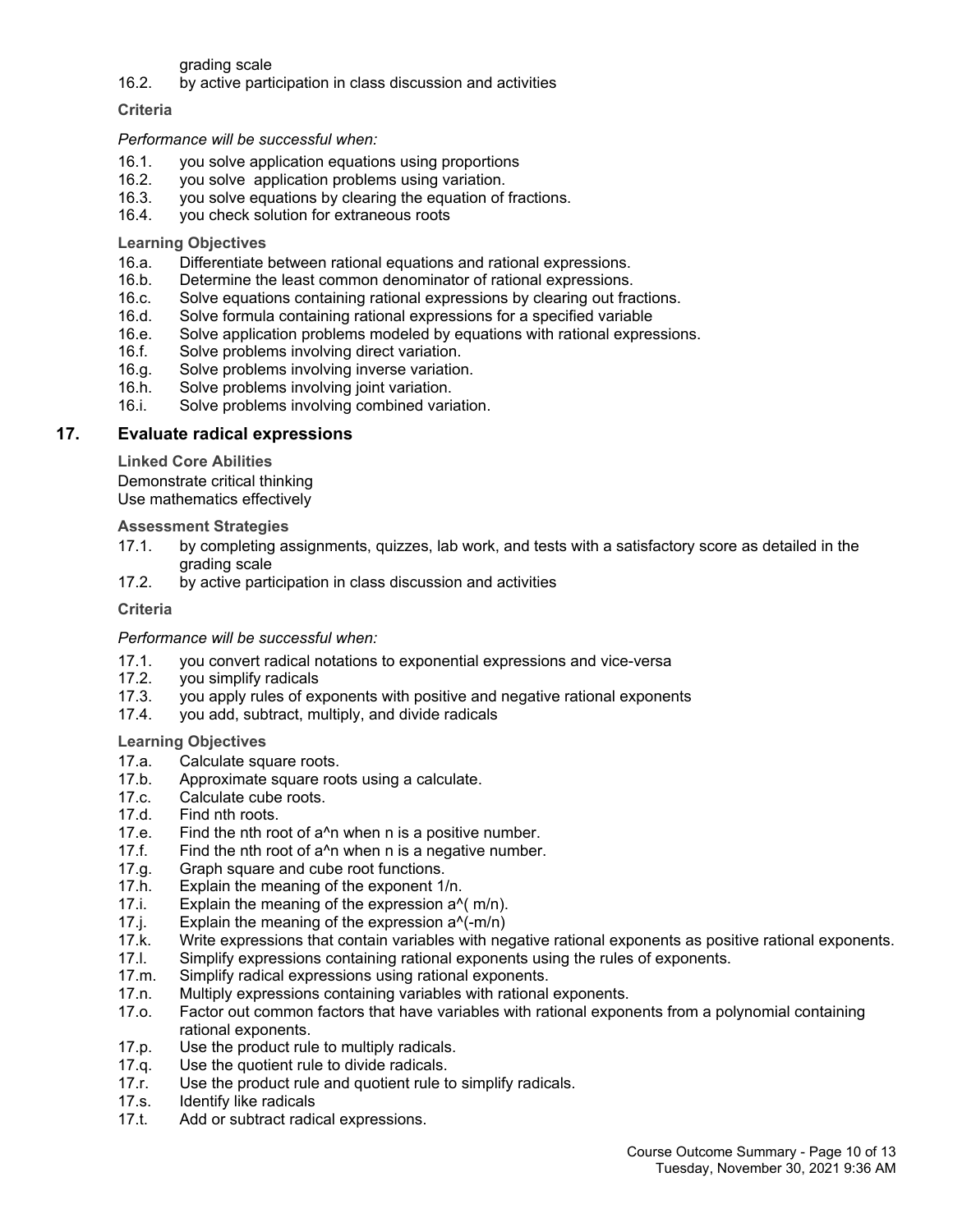grading scale

16.2. by active participation in class discussion and activities

**Criteria**

*Performance will be successful when:*

16.1. you solve application equations using proportions
16.2. you solve application problems using variation.
16.3. you solve equations by clearing the equation of fractions.
16.4. you check solution for extraneous roots

**Learning Objectives**

16.a. Differentiate between rational equations and rational expressions.
16.b. Determine the least common denominator of rational expressions.
16.c. Solve equations containing rational expressions by clearing out fractions.
16.d. Solve formula containing rational expressions for a specified variable
16.e. Solve application problems modeled by equations with rational expressions.
16.f. Solve problems involving direct variation.
16.g. Solve problems involving inverse variation.
16.h. Solve problems involving joint variation.
16.i. Solve problems involving combined variation.

## 17. Evaluate radical expressions

**Linked Core Abilities**

Demonstrate critical thinking
Use mathematics effectively

**Assessment Strategies**

17.1. by completing assignments, quizzes, lab work, and tests with a satisfactory score as detailed in the grading scale
17.2. by active participation in class discussion and activities

**Criteria**

*Performance will be successful when:*

17.1. you convert radical notations to exponential expressions and vice-versa
17.2. you simplify radicals
17.3. you apply rules of exponents with positive and negative rational exponents
17.4. you add, subtract, multiply, and divide radicals

**Learning Objectives**

17.a. Calculate square roots.
17.b. Approximate square roots using a calculate.
17.c. Calculate cube roots.
17.d. Find nth roots.
17.e. Find the nth root of $a^n$ when n is a positive number.
17.f. Find the nth root of $a^n$ when n is a negative number.
17.g. Graph square and cube root functions.
17.h. Explain the meaning of the exponent $1/n$.
17.i. Explain the meaning of the expression $a^{(m/n)}$.
17.j. Explain the meaning of the expression $a^{(-m/n)}$
17.k. Write expressions that contain variables with negative rational exponents as positive rational exponents.
17.l. Simplify expressions containing rational exponents using the rules of exponents.
17.m. Simplify radical expressions using rational exponents.
17.n. Multiply expressions containing variables with rational exponents.
17.o. Factor out common factors that have variables with rational exponents from a polynomial containing rational exponents.
17.p. Use the product rule to multiply radicals.
17.q. Use the quotient rule to divide radicals.
17.r. Use the product rule and quotient rule to simplify radicals.
17.s. Identify like radicals
17.t. Add or subtract radical expressions.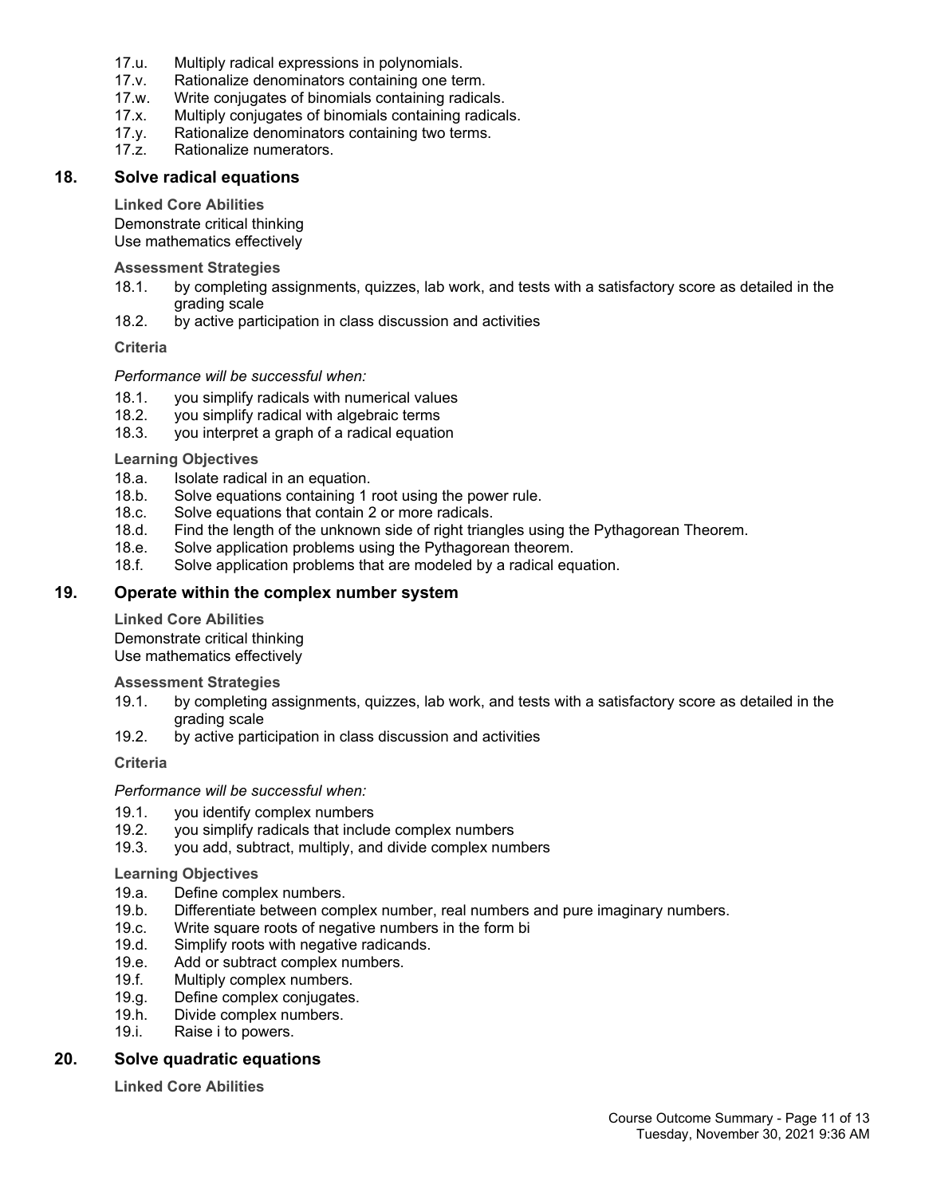17.u. Multiply radical expressions in polynomials.
17.v. Rationalize denominators containing one term.
17.w. Write conjugates of binomials containing radicals.
17.x. Multiply conjugates of binomials containing radicals.
17.y. Rationalize denominators containing two terms.
17.z. Rationalize numerators.

## 18. Solve radical equations

**Linked Core Abilities**

Demonstrate critical thinking
Use mathematics effectively

**Assessment Strategies**

18.1. by completing assignments, quizzes, lab work, and tests with a satisfactory score as detailed in the grading scale
18.2. by active participation in class discussion and activities

**Criteria**

*Performance will be successful when:*

18.1. you simplify radicals with numerical values
18.2. you simplify radical with algebraic terms
18.3. you interpret a graph of a radical equation

**Learning Objectives**

18.a. Isolate radical in an equation.
18.b. Solve equations containing 1 root using the power rule.
18.c. Solve equations that contain 2 or more radicals.
18.d. Find the length of the unknown side of right triangles using the Pythagorean Theorem.
18.e. Solve application problems using the Pythagorean theorem.
18.f. Solve application problems that are modeled by a radical equation.

## 19. Operate within the complex number system

**Linked Core Abilities**

Demonstrate critical thinking
Use mathematics effectively

**Assessment Strategies**

19.1. by completing assignments, quizzes, lab work, and tests with a satisfactory score as detailed in the grading scale
19.2. by active participation in class discussion and activities

**Criteria**

*Performance will be successful when:*

19.1. you identify complex numbers
19.2. you simplify radicals that include complex numbers
19.3. you add, subtract, multiply, and divide complex numbers

**Learning Objectives**

19.a. Define complex numbers.
19.b. Differentiate between complex number, real numbers and pure imaginary numbers.
19.c. Write square roots of negative numbers in the form bi
19.d. Simplify roots with negative radicands.
19.e. Add or subtract complex numbers.
19.f. Multiply complex numbers.
19.g. Define complex conjugates.
19.h. Divide complex numbers.
19.i. Raise i to powers.

## 20. Solve quadratic equations

**Linked Core Abilities**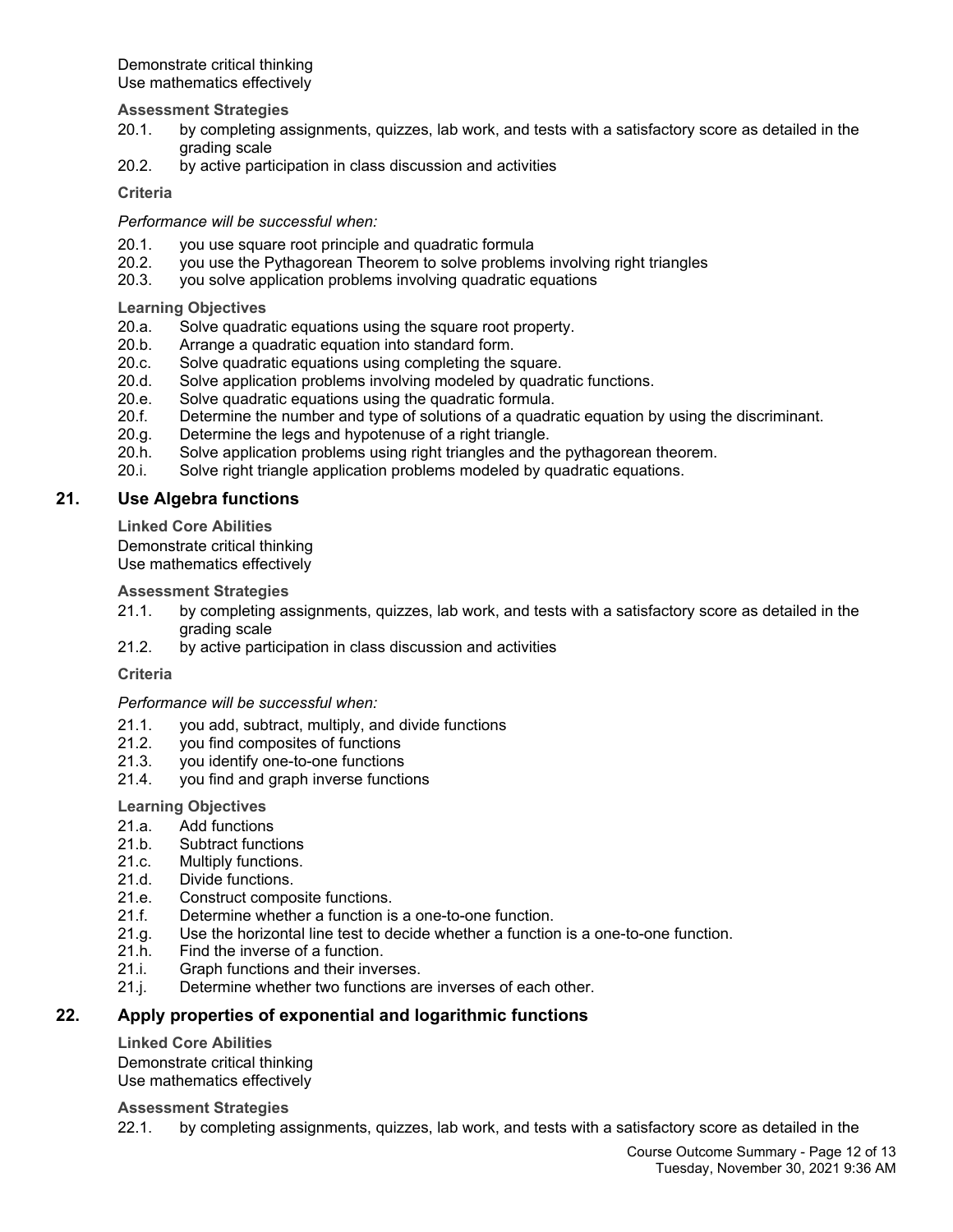Demonstrate critical thinking
Use mathematics effectively

**Assessment Strategies**

20.1. by completing assignments, quizzes, lab work, and tests with a satisfactory score as detailed in the grading scale
20.2. by active participation in class discussion and activities

**Criteria**

*Performance will be successful when:*

20.1. you use square root principle and quadratic formula
20.2. you use the Pythagorean Theorem to solve problems involving right triangles
20.3. you solve application problems involving quadratic equations

**Learning Objectives**

20.a. Solve quadratic equations using the square root property.
20.b. Arrange a quadratic equation into standard form.
20.c. Solve quadratic equations using completing the square.
20.d. Solve application problems involving modeled by quadratic functions.
20.e. Solve quadratic equations using the quadratic formula.
20.f. Determine the number and type of solutions of a quadratic equation by using the discriminant.
20.g. Determine the legs and hypotenuse of a right triangle.
20.h. Solve application problems using right triangles and the pythagorean theorem.
20.i. Solve right triangle application problems modeled by quadratic equations.

## 21. Use Algebra functions

**Linked Core Abilities**

Demonstrate critical thinking
Use mathematics effectively

**Assessment Strategies**

21.1. by completing assignments, quizzes, lab work, and tests with a satisfactory score as detailed in the grading scale
21.2. by active participation in class discussion and activities

**Criteria**

*Performance will be successful when:*

21.1. you add, subtract, multiply, and divide functions
21.2. you find composites of functions
21.3. you identify one-to-one functions
21.4. you find and graph inverse functions

**Learning Objectives**

21.a. Add functions
21.b. Subtract functions
21.c. Multiply functions.
21.d. Divide functions.
21.e. Construct composite functions.
21.f. Determine whether a function is a one-to-one function.
21.g. Use the horizontal line test to decide whether a function is a one-to-one function.
21.h. Find the inverse of a function.
21.i. Graph functions and their inverses.
21.j. Determine whether two functions are inverses of each other.

## 22. Apply properties of exponential and logarithmic functions

**Linked Core Abilities**

Demonstrate critical thinking
Use mathematics effectively

**Assessment Strategies**

22.1. by completing assignments, quizzes, lab work, and tests with a satisfactory score as detailed in the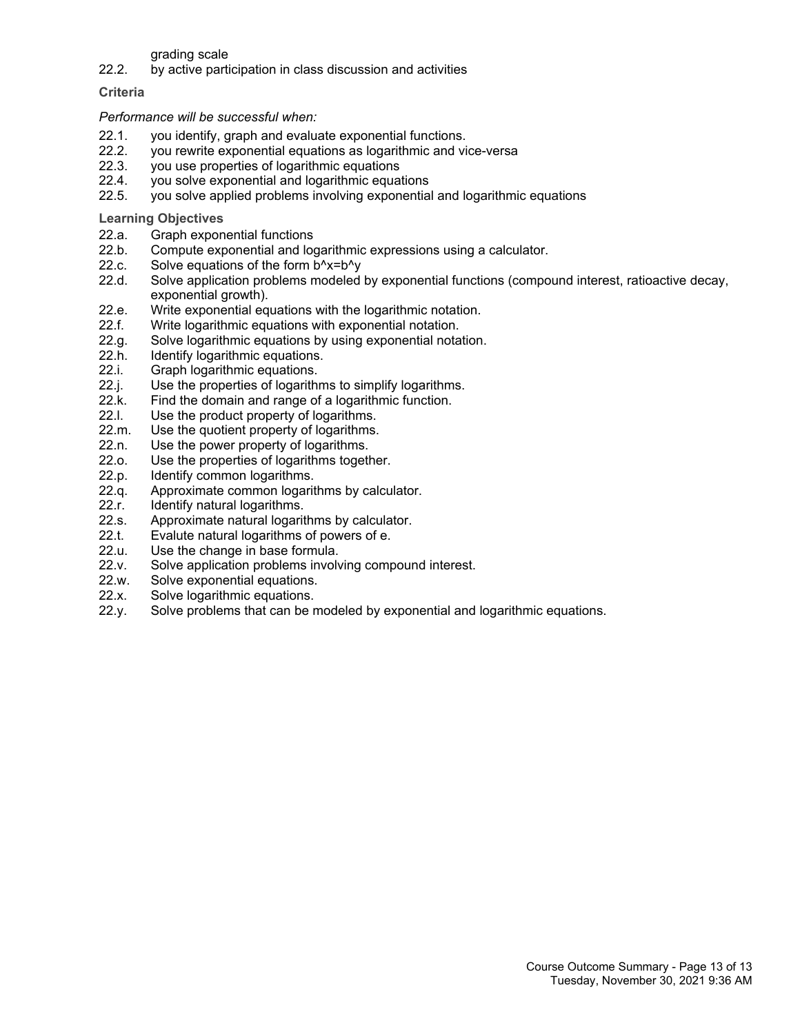grading scale

22.2. by active participation in class discussion and activities

**Criteria**

*Performance will be successful when:*

22.1. you identify, graph and evaluate exponential functions.
22.2. you rewrite exponential equations as logarithmic and vice-versa
22.3. you use properties of logarithmic equations
22.4. you solve exponential and logarithmic equations
22.5. you solve applied problems involving exponential and logarithmic equations

**Learning Objectives**

22.a. Graph exponential functions
22.b. Compute exponential and logarithmic expressions using a calculator.
22.c. Solve equations of the form b^x=b^y
22.d. Solve application problems modeled by exponential functions (compound interest, ratioactive decay, exponential growth).
22.e. Write exponential equations with the logarithmic notation.
22.f. Write logarithmic equations with exponential notation.
22.g. Solve logarithmic equations by using exponential notation.
22.h. Identify logarithmic equations.
22.i. Graph logarithmic equations.
22.j. Use the properties of logarithms to simplify logarithms.
22.k. Find the domain and range of a logarithmic function.
22.l. Use the product property of logarithms.
22.m. Use the quotient property of logarithms.
22.n. Use the power property of logarithms.
22.o. Use the properties of logarithms together.
22.p. Identify common logarithms.
22.q. Approximate common logarithms by calculator.
22.r. Identify natural logarithms.
22.s. Approximate natural logarithms by calculator.
22.t. Evalute natural logarithms of powers of e.
22.u. Use the change in base formula.
22.v. Solve application problems involving compound interest.
22.w. Solve exponential equations.
22.x. Solve logarithmic equations.
22.y. Solve problems that can be modeled by exponential and logarithmic equations.